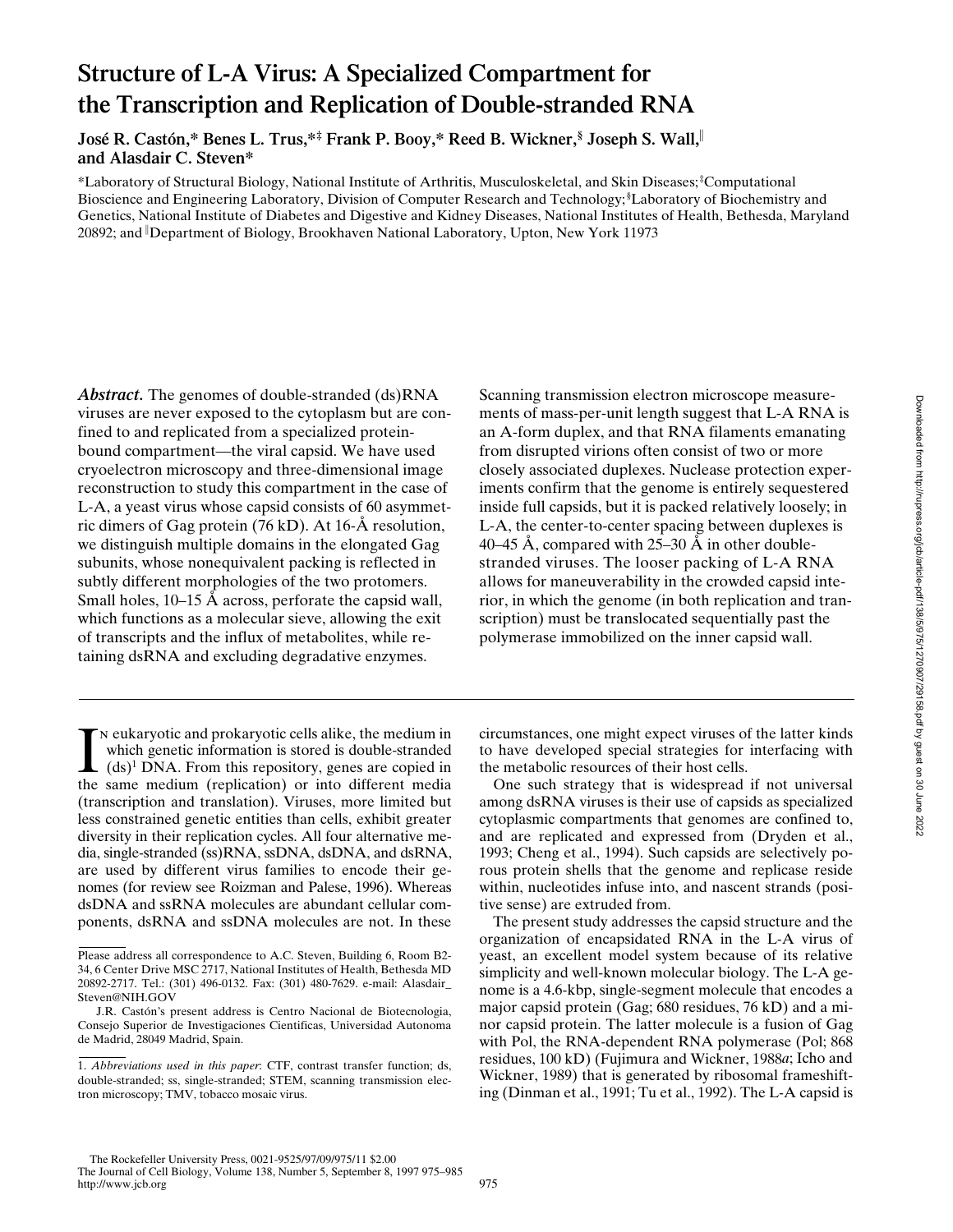# Structure of L-A Virus: A Specialized Compartment for the Transcription and Replication of Double-stranded RNA

**José R. Castón,* Benes L. Trus,*‡ Frank P. Booy,* Reed B. Wickner,§ Joseph S. Wall,‖ and Alasdair C. Steven***

*Laboratory of Structural Biology, National Institute of Arthritis, Musculoskeletal, and Skin Diseases; ‡Computational Bioscience and Engineering Laboratory, Division of Computer Research and Technology; §Laboratory of Biochemistry and Genetics, National Institute of Diabetes and Digestive and Kidney Diseases, National Institutes of Health, Bethesda, Maryland 20892; and ‖Department of Biology, Brookhaven National Laboratory, Upton, New York 11973

***Abstract.*** The genomes of double-stranded (ds)RNA viruses are never exposed to the cytoplasm but are confined to and replicated from a specialized protein-bound compartment—the viral capsid. We have used cryoelectron microscopy and three-dimensional image reconstruction to study this compartment in the case of L-A, a yeast virus whose capsid consists of 60 asymmetric dimers of Gag protein (76 kD). At 16-Å resolution, we distinguish multiple domains in the elongated Gag subunits, whose nonequivalent packing is reflected in subtly different morphologies of the two protomers. Small holes, 10–15 Å across, perforate the capsid wall, which functions as a molecular sieve, allowing the exit of transcripts and the influx of metabolites, while retaining dsRNA and excluding degradative enzymes. Scanning transmission electron microscope measurements of mass-per-unit length suggest that L-A RNA is an A-form duplex, and that RNA filaments emanating from disrupted virions often consist of two or more closely associated duplexes. Nuclease protection experiments confirm that the genome is entirely sequestered inside full capsids, but it is packed relatively loosely; in L-A, the center-to-center spacing between duplexes is 40–45 Å, compared with 25–30 Å in other double-stranded viruses. The looser packing of L-A RNA allows for maneuverability in the crowded capsid interior, in which the genome (in both replication and transcription) must be translocated sequentially past the polymerase immobilized on the inner capsid wall.

In eukaryotic and prokaryotic cells alike, the medium in which genetic information is stored is double-stranded (ds)[1] DNA. From this repository, genes are copied in the same medium (replication) or into different media (transcription and translation). Viruses, more limited but less constrained genetic entities than cells, exhibit greater diversity in their replication cycles. All four alternative media, single-stranded (ss)RNA, ssDNA, dsDNA, and dsRNA, are used by different virus families to encode their genomes (for review see Roizman and Palese, 1996). Whereas dsDNA and ssRNA molecules are abundant cellular components, dsRNA and ssDNA molecules are not. In these circumstances, one might expect viruses of the latter kinds to have developed special strategies for interfacing with the metabolic resources of their host cells.

One such strategy that is widespread if not universal among dsRNA viruses is their use of capsids as specialized cytoplasmic compartments that genomes are confined to, and are replicated and expressed from (Dryden et al., 1993; Cheng et al., 1994). Such capsids are selectively porous protein shells that the genome and replicase reside within, nucleotides infuse into, and nascent strands (positive sense) are extruded from.

The present study addresses the capsid structure and the organization of encapsidated RNA in the L-A virus of yeast, an excellent model system because of its relative simplicity and well-known molecular biology. The L-A genome is a 4.6-kbp, single-segment molecule that encodes a major capsid protein (Gag; 680 residues, 76 kD) and a minor capsid protein. The latter molecule is a fusion of Gag with Pol, the RNA-dependent RNA polymerase (Pol; 868 residues, 100 kD) (Fujimura and Wickner, 1988*a*; Icho and Wickner, 1989) that is generated by ribosomal frameshifting (Dinman et al., 1991; Tu et al., 1992). The L-A capsid is

---

Please address all correspondence to A.C. Steven, Building 6, Room B2-34, 6 Center Drive MSC 2717, National Institutes of Health, Bethesda MD 20892-2717. Tel.: (301) 496-0132. Fax: (301) 480-7629. e-mail: Alasdair_Steven@NIH.GOV

J.R. Castón's present address is Centro Nacional de Biotecnologia, Consejo Superior de Investigaciones Cientificas, Universidad Autonoma de Madrid, 28049 Madrid, Spain.

1. *Abbreviations used in this paper*: CTF, contrast transfer function; ds, double-stranded; ss, single-stranded; STEM, scanning transmission electron microscopy; TMV, tobacco mosaic virus.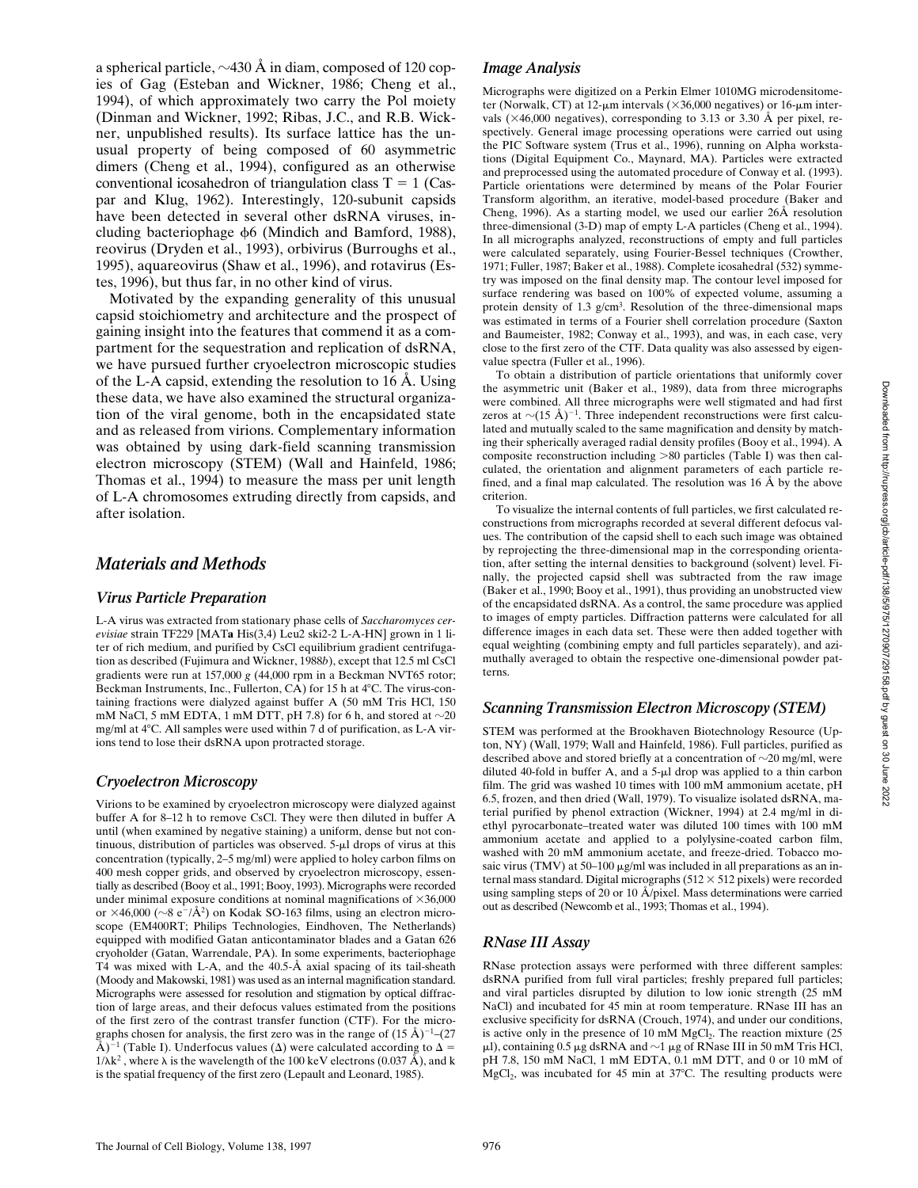a spherical particle, ~430 Å in diam, composed of 120 copies of Gag (Esteban and Wickner, 1986; Cheng et al., 1994), of which approximately two carry the Pol moiety (Dinman and Wickner, 1992; Ribas, J.C., and R.B. Wickner, unpublished results). Its surface lattice has the unusual property of being composed of 60 asymmetric dimers (Cheng et al., 1994), configured as an otherwise conventional icosahedron of triangulation class T = 1 (Caspar and Klug, 1962). Interestingly, 120-subunit capsids have been detected in several other dsRNA viruses, including bacteriophage φ6 (Mindich and Bamford, 1988), reovirus (Dryden et al., 1993), orbivirus (Burroughs et al., 1995), aquareovirus (Shaw et al., 1996), and rotavirus (Estes, 1996), but thus far, in no other kind of virus.

Motivated by the expanding generality of this unusual capsid stoichiometry and architecture and the prospect of gaining insight into the features that commend it as a compartment for the sequestration and replication of dsRNA, we have pursued further cryoelectron microscopic studies of the L-A capsid, extending the resolution to 16 Å. Using these data, we have also examined the structural organization of the viral genome, both in the encapsidated state and as released from virions. Complementary information was obtained by using dark-field scanning transmission electron microscopy (STEM) (Wall and Hainfeld, 1986; Thomas et al., 1994) to measure the mass per unit length of L-A chromosomes extruding directly from capsids, and after isolation.

## Materials and Methods

### Virus Particle Preparation

L-A virus was extracted from stationary phase cells of *Saccharomyces cerevisiae* strain TF229 [MAT**a** His(3,4) Leu2 ski2-2 L-A-HN] grown in 1 liter of rich medium, and purified by CsCl equilibrium gradient centrifugation as described (Fujimura and Wickner, 1988*b*), except that 12.5 ml CsCl gradients were run at 157,000 *g* (44,000 rpm in a Beckman NVT65 rotor; Beckman Instruments, Inc., Fullerton, CA) for 15 h at 4°C. The virus-containing fractions were dialyzed against buffer A (50 mM Tris HCl, 150 mM NaCl, 5 mM EDTA, 1 mM DTT, pH 7.8) for 6 h, and stored at ~20 mg/ml at 4°C. All samples were used within 7 d of purification, as L-A virions tend to lose their dsRNA upon protracted storage.

### Cryoelectron Microscopy

Virions to be examined by cryoelectron microscopy were dialyzed against buffer A for 8–12 h to remove CsCl. They were then diluted in buffer A until (when examined by negative staining) a uniform, dense but not continuous, distribution of particles was observed. 5-μl drops of virus at this concentration (typically, 2–5 mg/ml) were applied to holey carbon films on 400 mesh copper grids, and observed by cryoelectron microscopy, essentially as described (Booy et al., 1991; Booy, 1993). Micrographs were recorded under minimal exposure conditions at nominal magnifications of ×36,000 or ×46,000 (~8 $e^-/Å^2$) on Kodak SO-163 films, using an electron microscope (EM400RT; Philips Technologies, Eindhoven, The Netherlands) equipped with modified Gatan anticontaminator blades and a Gatan 626 cryoholder (Gatan, Warrendale, PA). In some experiments, bacteriophage T4 was mixed with L-A, and the 40.5-Å axial spacing of its tail-sheath (Moody and Makowski, 1981) was used as an internal magnification standard. Micrographs were assessed for resolution and stigmation by optical diffraction of large areas, and their defocus values estimated from the positions of the first zero of the contrast transfer function (CTF). For the micrographs chosen for analysis, the first zero was in the range of $(15\ Å)^{-1}$–$(27\ Å)^{-1}$ (Table I). Underfocus values (Δ) were calculated according to $\Delta = 1/\lambda k^2$, where λ is the wavelength of the 100 keV electrons (0.037 Å), and k is the spatial frequency of the first zero (Lepault and Leonard, 1985).

### Image Analysis

Micrographs were digitized on a Perkin Elmer 1010MG microdensitometer (Norwalk, CT) at 12-μm intervals (×36,000 negatives) or 16-μm intervals (×46,000 negatives), corresponding to 3.13 or 3.30 Å per pixel, respectively. General image processing operations were carried out using the PIC Software system (Trus et al., 1996), running on Alpha workstations (Digital Equipment Co., Maynard, MA). Particles were extracted and preprocessed using the automated procedure of Conway et al. (1993). Particle orientations were determined by means of the Polar Fourier Transform algorithm, an iterative, model-based procedure (Baker and Cheng, 1996). As a starting model, we used our earlier 26Å resolution three-dimensional (3-D) map of empty L-A particles (Cheng et al., 1994). In all micrographs analyzed, reconstructions of empty and full particles were calculated separately, using Fourier-Bessel techniques (Crowther, 1971; Fuller, 1987; Baker et al., 1988). Complete icosahedral (532) symmetry was imposed on the final density map. The contour level imposed for surface rendering was based on 100% of expected volume, assuming a protein density of 1.3 $g/cm^3$. Resolution of the three-dimensional maps was estimated in terms of a Fourier shell correlation procedure (Saxton and Baumeister, 1982; Conway et al., 1993), and was, in each case, very close to the first zero of the CTF. Data quality was also assessed by eigenvalue spectra (Fuller et al., 1996).

To obtain a distribution of particle orientations that uniformly cover the asymmetric unit (Baker et al., 1989), data from three micrographs were combined. All three micrographs were well stigmated and had first zeros at ~$(15\ Å)^{-1}$. Three independent reconstructions were first calculated and mutually scaled to the same magnification and density by matching their spherically averaged radial density profiles (Booy et al., 1994). A composite reconstruction including >80 particles (Table I) was then calculated, the orientation and alignment parameters of each particle refined, and a final map calculated. The resolution was 16 Å by the above criterion.

To visualize the internal contents of full particles, we first calculated reconstructions from micrographs recorded at several different defocus values. The contribution of the capsid shell to each such image was obtained by reprojecting the three-dimensional map in the corresponding orientation, after setting the internal densities to background (solvent) level. Finally, the projected capsid shell was subtracted from the raw image (Baker et al., 1990; Booy et al., 1991), thus providing an unobstructed view of the encapsidated dsRNA. As a control, the same procedure was applied to images of empty particles. Diffraction patterns were calculated for all difference images in each data set. These were then added together with equal weighting (combining empty and full particles separately), and azimuthally averaged to obtain the respective one-dimensional powder patterns.

### Scanning Transmission Electron Microscopy (STEM)

STEM was performed at the Brookhaven Biotechnology Resource (Upton, NY) (Wall, 1979; Wall and Hainfeld, 1986). Full particles, purified as described above and stored briefly at a concentration of ~20 mg/ml, were diluted 40-fold in buffer A, and a 5-μl drop was applied to a thin carbon film. The grid was washed 10 times with 100 mM ammonium acetate, pH 6.5, frozen, and then dried (Wall, 1979). To visualize isolated dsRNA, material purified by phenol extraction (Wickner, 1994) at 2.4 mg/ml in diethyl pyrocarbonate–treated water was diluted 100 times with 100 mM ammonium acetate and applied to a polylysine-coated carbon film, washed with 20 mM ammonium acetate, and freeze-dried. Tobacco mosaic virus (TMV) at 50–100 μg/ml was included in all preparations as an internal mass standard. Digital micrographs (512 × 512 pixels) were recorded using sampling steps of 20 or 10 Å/pixel. Mass determinations were carried out as described (Newcomb et al., 1993; Thomas et al., 1994).

### RNase III Assay

RNase protection assays were performed with three different samples: dsRNA purified from full viral particles; freshly prepared full particles; and viral particles disrupted by dilution to low ionic strength (25 mM NaCl) and incubated for 45 min at room temperature. RNase III has an exclusive specificity for dsRNA (Crouch, 1974), and under our conditions, is active only in the presence of 10 mM $MgCl_2$. The reaction mixture (25 μl), containing 0.5 μg dsRNA and ~1 μg of RNase III in 50 mM Tris HCl, pH 7.8, 150 mM NaCl, 1 mM EDTA, 0.1 mM DTT, and 0 or 10 mM of $MgCl_2$, was incubated for 45 min at 37°C. The resulting products were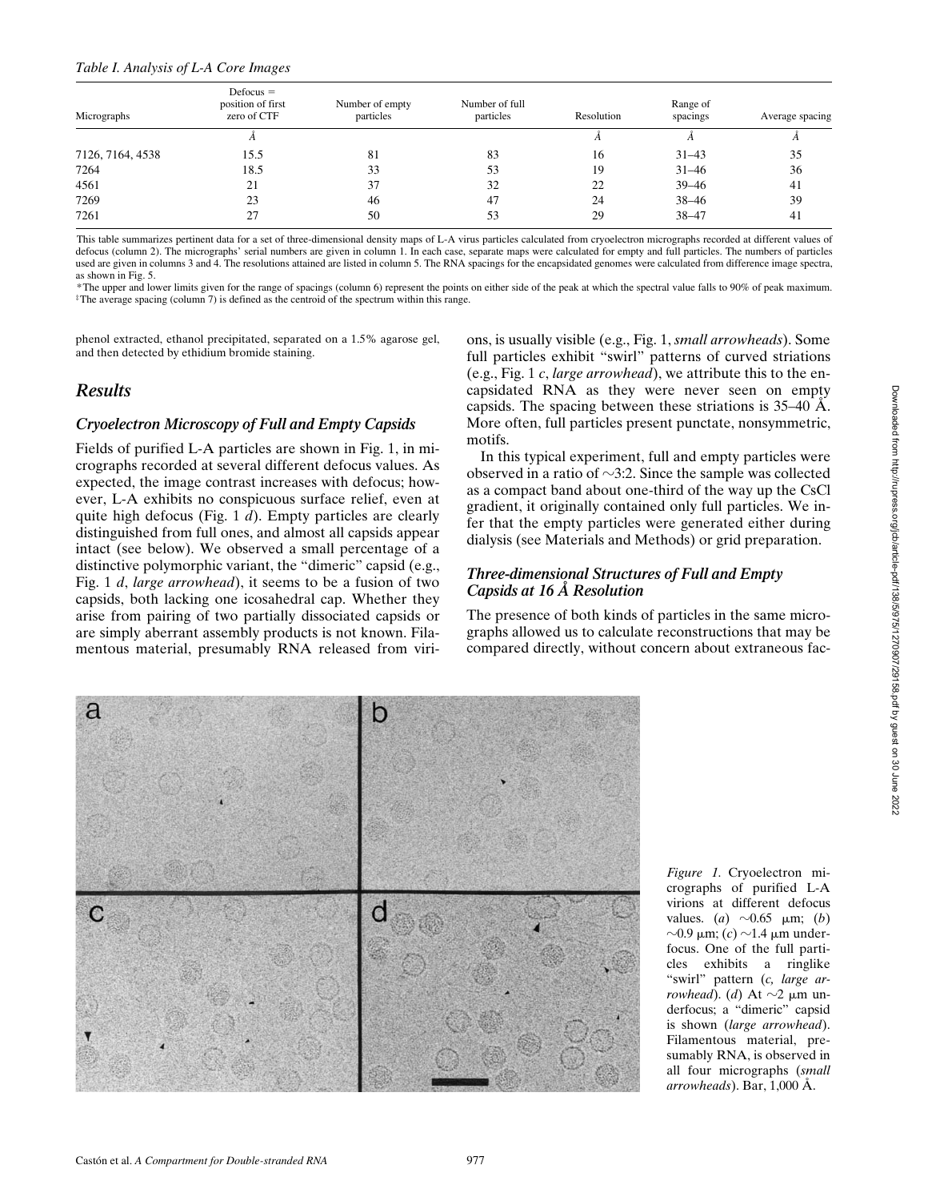*Table I. Analysis of L-A Core Images*

| Micrographs | Defocus = position of first zero of CTF | Number of empty particles | Number of full particles | Resolution | Range of spacings | Average spacing |
|---|---|---|---|---|---|---|
| | Å | | | Å | Å | Å |
| 7126, 7164, 4538 | 15.5 | 81 | 83 | 16 | 31–43 | 35 |
| 7264 | 18.5 | 33 | 53 | 19 | 31–46 | 36 |
| 4561 | 21 | 37 | 32 | 22 | 39–46 | 41 |
| 7269 | 23 | 46 | 47 | 24 | 38–46 | 39 |
| 7261 | 27 | 50 | 53 | 29 | 38–47 | 41 |

This table summarizes pertinent data for a set of three-dimensional density maps of L-A virus particles calculated from cryoelectron micrographs recorded at different values of defocus (column 2). The micrographs' serial numbers are given in column 1. In each case, separate maps were calculated for empty and full particles. The numbers of particles used are given in columns 3 and 4. The resolutions attained are listed in column 5. The RNA spacings for the encapsidated genomes were calculated from difference image spectra, as shown in Fig. 5.

*The upper and lower limits given for the range of spacings (column 6) represent the points on either side of the peak at which the spectral value falls to 90% of peak maximum.
‡The average spacing (column 7) is defined as the centroid of the spectrum within this range.

phenol extracted, ethanol precipitated, separated on a 1.5% agarose gel, and then detected by ethidium bromide staining.

## Results

### Cryoelectron Microscopy of Full and Empty Capsids

Fields of purified L-A particles are shown in Fig. 1, in micrographs recorded at several different defocus values. As expected, the image contrast increases with defocus; however, L-A exhibits no conspicuous surface relief, even at quite high defocus (Fig. 1 *d*). Empty particles are clearly distinguished from full ones, and almost all capsids appear intact (see below). We observed a small percentage of a distinctive polymorphic variant, the "dimeric" capsid (e.g., Fig. 1 *d*, *large arrowhead*), it seems to be a fusion of two capsids, both lacking one icosahedral cap. Whether they arise from pairing of two partially dissociated capsids or are simply aberrant assembly products is not known. Filamentous material, presumably RNA released from virions, is usually visible (e.g., Fig. 1, *small arrowheads*). Some full particles exhibit "swirl" patterns of curved striations (e.g., Fig. 1 *c*, *large arrowhead*), we attribute this to the encapsidated RNA as they were never seen on empty capsids. The spacing between these striations is 35–40 Å. More often, full particles present punctate, nonsymmetric, motifs.

In this typical experiment, full and empty particles were observed in a ratio of ~3:2. Since the sample was collected as a compact band about one-third of the way up the CsCl gradient, it originally contained only full particles. We infer that the empty particles were generated either during dialysis (see Materials and Methods) or grid preparation.

### Three-dimensional Structures of Full and Empty Capsids at 16 Å Resolution

The presence of both kinds of particles in the same micrographs allowed us to calculate reconstructions that may be compared directly, without concern about extraneous fac-

*Figure 1.* Cryoelectron micrographs of purified L-A virions at different defocus values. (*a*) ~0.65 μm; (*b*) ~0.9 μm; (*c*) ~1.4 μm underfocus. One of the full particles exhibits a ringlike "swirl" pattern (*c, large arrowhead*). (*d*) At ~2 μm underfocus; a "dimeric" capsid is shown (*large arrowhead*). Filamentous material, presumably RNA, is observed in all four micrographs (*small arrowheads*). Bar, 1,000 Å.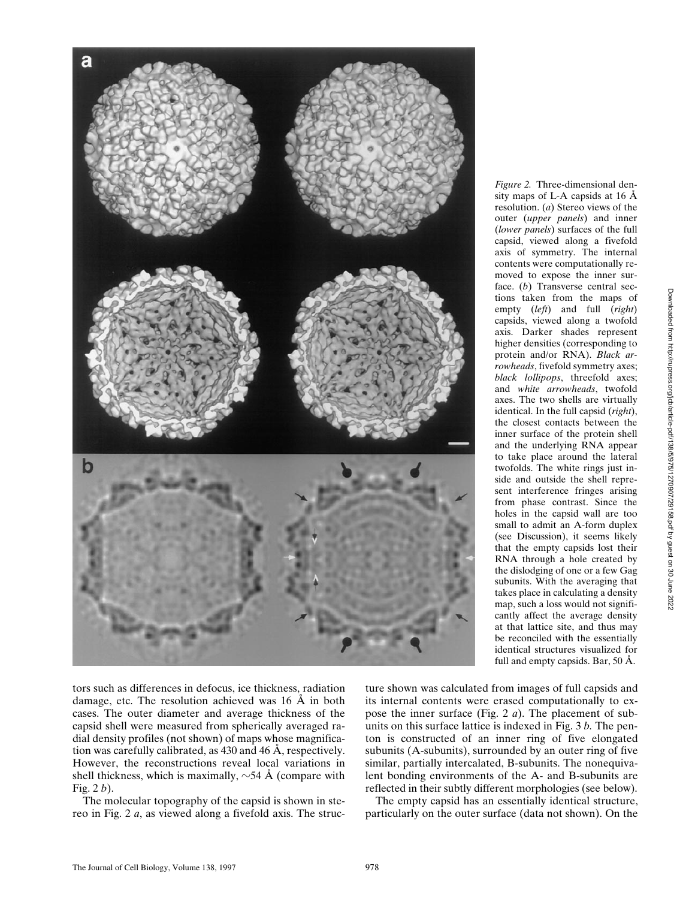*Figure 2.* Three-dimensional density maps of L-A capsids at 16 Å resolution. (*a*) Stereo views of the outer (*upper panels*) and inner (*lower panels*) surfaces of the full capsid, viewed along a fivefold axis of symmetry. The internal contents were computationally removed to expose the inner surface. (*b*) Transverse central sections taken from the maps of empty (*left*) and full (*right*) capsids, viewed along a twofold axis. Darker shades represent higher densities (corresponding to protein and/or RNA). *Black arrowheads*, fivefold symmetry axes; *black lollipops*, threefold axes; and *white arrowheads*, twofold axes. The two shells are virtually identical. In the full capsid (*right*), the closest contacts between the inner surface of the protein shell and the underlying RNA appear to take place around the lateral twofolds. The white rings just inside and outside the shell represent interference fringes arising from phase contrast. Since the holes in the capsid wall are too small to admit an A-form duplex (see Discussion), it seems likely that the empty capsids lost their RNA through a hole created by the dislodging of one or a few Gag subunits. With the averaging that takes place in calculating a density map, such a loss would not significantly affect the average density at that lattice site, and thus may be reconciled with the essentially identical structures visualized for full and empty capsids. Bar, 50 Å.

tors such as differences in defocus, ice thickness, radiation damage, etc. The resolution achieved was 16 Å in both cases. The outer diameter and average thickness of the capsid shell were measured from spherically averaged radial density profiles (not shown) of maps whose magnification was carefully calibrated, as 430 and 46 Å, respectively. However, the reconstructions reveal local variations in shell thickness, which is maximally, ~54 Å (compare with Fig. 2 *b*).

The molecular topography of the capsid is shown in stereo in Fig. 2 *a*, as viewed along a fivefold axis. The structure shown was calculated from images of full capsids and its internal contents were erased computationally to expose the inner surface (Fig. 2 *a*). The placement of subunits on this surface lattice is indexed in Fig. 3 *b*. The penton is constructed of an inner ring of five elongated subunits (A-subunits), surrounded by an outer ring of five similar, partially intercalated, B-subunits. The nonequivalent bonding environments of the A- and B-subunits are reflected in their subtly different morphologies (see below).

The empty capsid has an essentially identical structure, particularly on the outer surface (data not shown). On the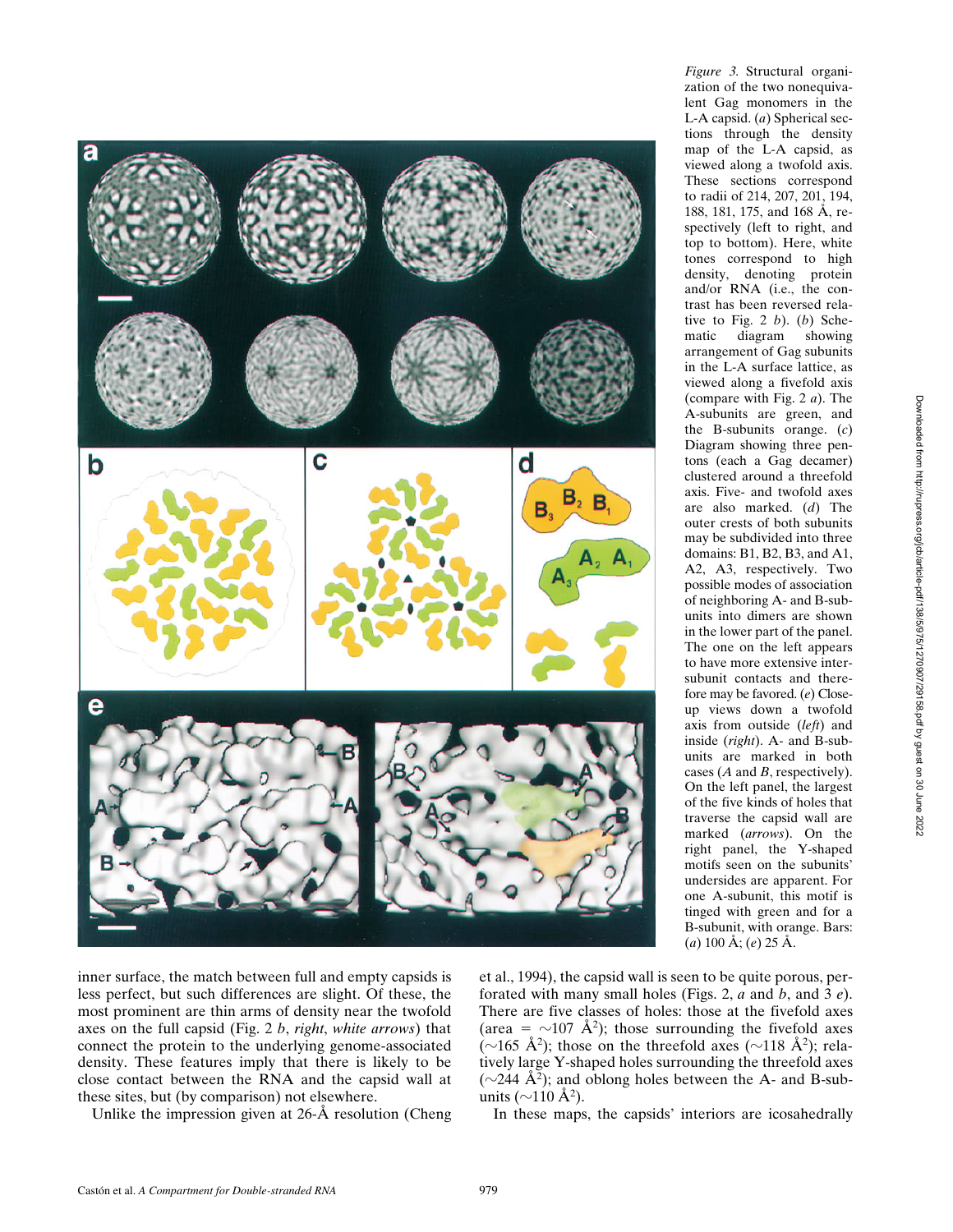*Figure 3.* Structural organization of the two nonequivalent Gag monomers in the L-A capsid. (*a*) Spherical sections through the density map of the L-A capsid, as viewed along a twofold axis. These sections correspond to radii of 214, 207, 201, 194, 188, 181, 175, and 168 Å, respectively (left to right, and top to bottom). Here, white tones correspond to high density, denoting protein and/or RNA (i.e., the contrast has been reversed relative to Fig. 2 *b*). (*b*) Schematic diagram showing arrangement of Gag subunits in the L-A surface lattice, as viewed along a fivefold axis (compare with Fig. 2 *a*). The A-subunits are green, and the B-subunits orange. (*c*) Diagram showing three pentons (each a Gag decamer) clustered around a threefold axis. Five- and twofold axes are also marked. (*d*) The outer crests of both subunits may be subdivided into three domains: B1, B2, B3, and A1, A2, A3, respectively. Two possible modes of association of neighboring A- and B-subunits into dimers are shown in the lower part of the panel. The one on the left appears to have more extensive intersubunit contacts and therefore may be favored. (*e*) Close-up views down a twofold axis from outside (*left*) and inside (*right*). A- and B-subunits are marked in both cases (*A* and *B*, respectively). On the left panel, the largest of the five kinds of holes that traverse the capsid wall are marked (*arrows*). On the right panel, the Y-shaped motifs seen on the subunits' undersides are apparent. For one A-subunit, this motif is tinged with green and for a B-subunit, with orange. Bars: (*a*) 100 Å; (*e*) 25 Å.

inner surface, the match between full and empty capsids is less perfect, but such differences are slight. Of these, the most prominent are thin arms of density near the twofold axes on the full capsid (Fig. 2 *b*, *right*, *white arrows*) that connect the protein to the underlying genome-associated density. These features imply that there is likely to be close contact between the RNA and the capsid wall at these sites, but (by comparison) not elsewhere.

Unlike the impression given at 26-Å resolution (Cheng et al., 1994), the capsid wall is seen to be quite porous, perforated with many small holes (Figs. 2, *a* and *b*, and 3 *e*). There are five classes of holes: those at the fivefold axes (area = ~107 $Å^2$); those surrounding the fivefold axes (~165 $Å^2$); those on the threefold axes (~118 $Å^2$); relatively large Y-shaped holes surrounding the threefold axes (~244 $Å^2$); and oblong holes between the A- and B-subunits (~110 $Å^2$).

In these maps, the capsids' interiors are icosahedrally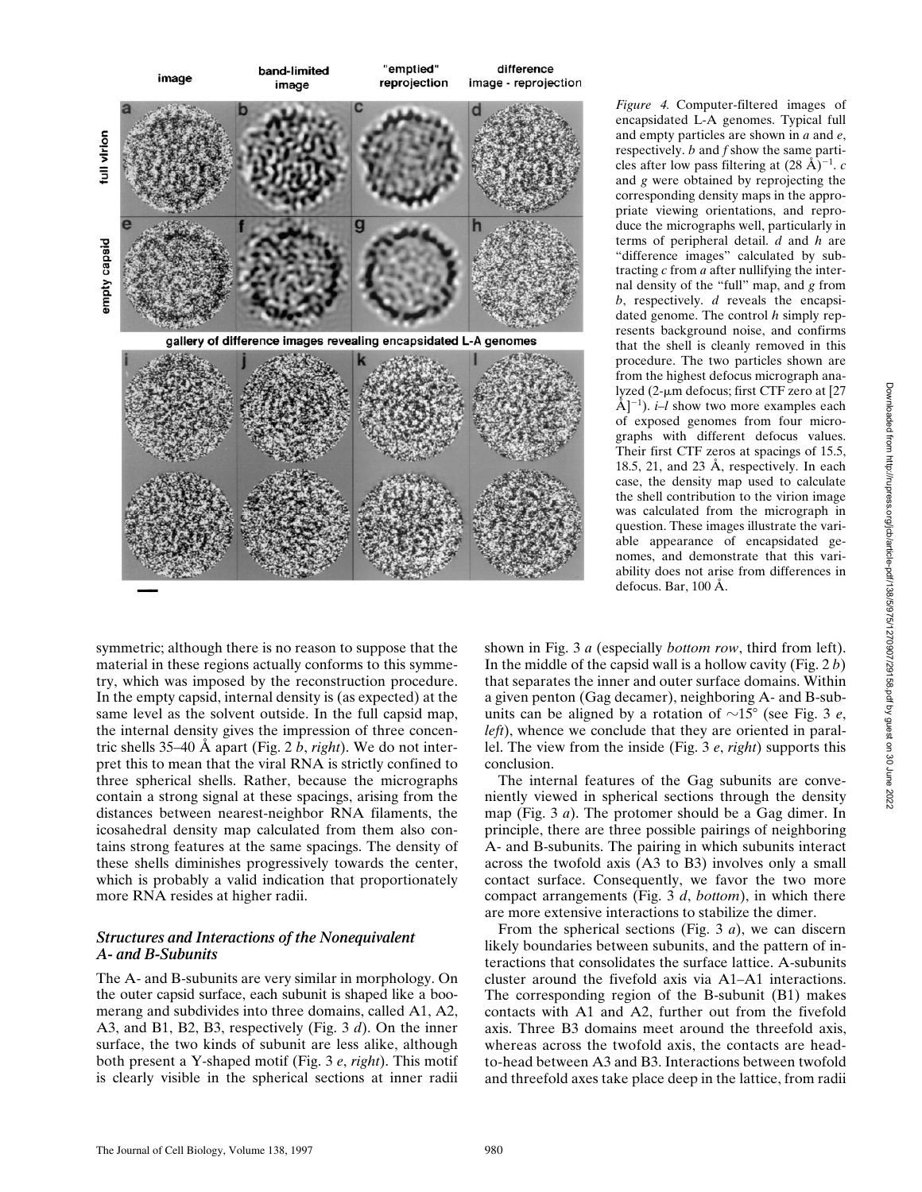*Figure 4.* Computer-filtered images of encapsidated L-A genomes. Typical full and empty particles are shown in *a* and *e*, respectively. *b* and *f* show the same particles after low pass filtering at $(28\ \text{Å})^{-1}$. *c* and *g* were obtained by reprojecting the corresponding density maps in the appropriate viewing orientations, and reproduce the micrographs well, particularly in terms of peripheral detail. *d* and *h* are "difference images" calculated by subtracting *c* from *a* after nullifying the internal density of the "full" map, and *g* from *b*, respectively. *d* reveals the encapsidated genome. The control *h* simply represents background noise, and confirms that the shell is cleanly removed in this procedure. The two particles shown are from the highest defocus micrograph analyzed (2-μm defocus; first CTF zero at $[27\ \text{Å}]^{-1}$). *i–l* show two more examples each of exposed genomes from four micrographs with different defocus values. Their first CTF zeros at spacings of 15.5, 18.5, 21, and 23 Å, respectively. In each case, the density map used to calculate the shell contribution to the virion image was calculated from the micrograph in question. These images illustrate the variable appearance of encapsidated genomes, and demonstrate that this variability does not arise from differences in defocus. Bar, 100 Å.

symmetric; although there is no reason to suppose that the material in these regions actually conforms to this symmetry, which was imposed by the reconstruction procedure. In the empty capsid, internal density is (as expected) at the same level as the solvent outside. In the full capsid map, the internal density gives the impression of three concentric shells 35–40 Å apart (Fig. 2 *b*, *right*). We do not interpret this to mean that the viral RNA is strictly confined to three spherical shells. Rather, because the micrographs contain a strong signal at these spacings, arising from the distances between nearest-neighbor RNA filaments, the icosahedral density map calculated from them also contains strong features at the same spacings. The density of these shells diminishes progressively towards the center, which is probably a valid indication that proportionately more RNA resides at higher radii.

### *Structures and Interactions of the Nonequivalent A- and B-Subunits*

The A- and B-subunits are very similar in morphology. On the outer capsid surface, each subunit is shaped like a boomerang and subdivides into three domains, called A1, A2, A3, and B1, B2, B3, respectively (Fig. 3 *d*). On the inner surface, the two kinds of subunit are less alike, although both present a Y-shaped motif (Fig. 3 *e*, *right*). This motif is clearly visible in the spherical sections at inner radii shown in Fig. 3 *a* (especially *bottom row*, third from left). In the middle of the capsid wall is a hollow cavity (Fig. 2 *b*) that separates the inner and outer surface domains. Within a given penton (Gag decamer), neighboring A- and B-subunits can be aligned by a rotation of ~15° (see Fig. 3 *e*, *left*), whence we conclude that they are oriented in parallel. The view from the inside (Fig. 3 *e*, *right*) supports this conclusion.

The internal features of the Gag subunits are conveniently viewed in spherical sections through the density map (Fig. 3 *a*). The protomer should be a Gag dimer. In principle, there are three possible pairings of neighboring A- and B-subunits. The pairing in which subunits interact across the twofold axis (A3 to B3) involves only a small contact surface. Consequently, we favor the two more compact arrangements (Fig. 3 *d*, *bottom*), in which there are more extensive interactions to stabilize the dimer.

From the spherical sections (Fig. 3 *a*), we can discern likely boundaries between subunits, and the pattern of interactions that consolidates the surface lattice. A-subunits cluster around the fivefold axis via A1–A1 interactions. The corresponding region of the B-subunit (B1) makes contacts with A1 and A2, further out from the fivefold axis. Three B3 domains meet around the threefold axis, whereas across the twofold axis, the contacts are head-to-head between A3 and B3. Interactions between twofold and threefold axes take place deep in the lattice, from radii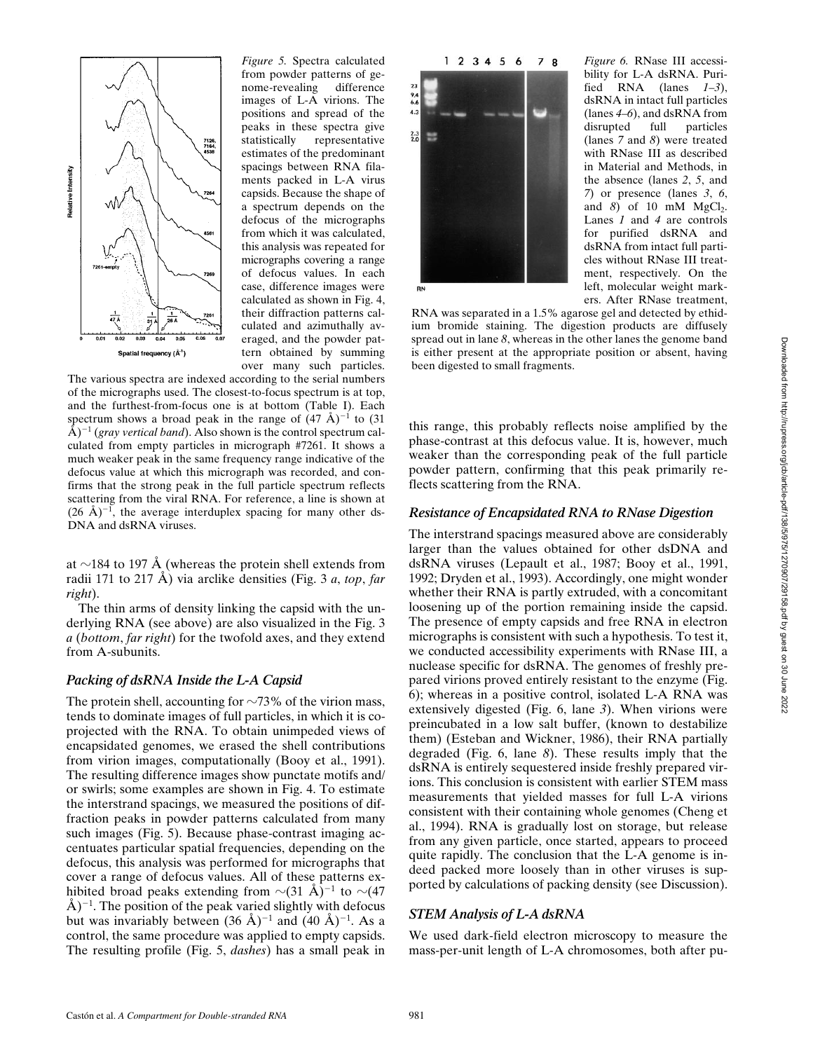*Figure 5.* Spectra calculated from powder patterns of genome-revealing difference images of L-A virions. The positions and spread of the peaks in these spectra give statistically representative estimates of the predominant spacings between RNA filaments packed in L-A virus capsids. Because the shape of a spectrum depends on the defocus of the micrographs from which it was calculated, this analysis was repeated for micrographs covering a range of defocus values. In each case, difference images were calculated as shown in Fig. 4, their diffraction patterns calculated and azimuthally averaged, and the powder pattern obtained by summing over many such particles. The various spectra are indexed according to the serial numbers of the micrographs used. The closest-to-focus spectrum is at top, and the furthest-from-focus one is at bottom (Table I). Each spectrum shows a broad peak in the range of $(47\ \text{Å})^{-1}$ to $(31\ \text{Å})^{-1}$ (*gray vertical band*). Also shown is the control spectrum calculated from empty particles in micrograph #7261. It shows a much weaker peak in the same frequency range indicative of the defocus value at which this micrograph was recorded, and confirms that the strong peak in the full particle spectrum reflects scattering from the viral RNA. For reference, a line is shown at $(26\ \text{Å})^{-1}$, the average interduplex spacing for many other dsDNA and dsRNA viruses.

*Figure 6.* RNase III accessibility for L-A dsRNA. Purified RNA (lanes *1–3*), dsRNA in intact full particles (lanes *4–6*), and dsRNA from disrupted full particles (lanes *7* and *8*) were treated with RNase III as described in Material and Methods, in the absence (lanes *2*, *5*, and *7*) or presence (lanes *3*, *6*, and *8*) of 10 mM $MgCl_2$. Lanes *1* and *4* are controls for purified dsRNA and dsRNA from intact full particles without RNase III treatment, respectively. On the left, molecular weight markers. After RNase treatment, RNA was separated in a 1.5% agarose gel and detected by ethidium bromide staining. The digestion products are diffusely spread out in lane *8*, whereas in the other lanes the genome band is either present at the appropriate position or absent, having been digested to small fragments.

at ~184 to 197 Å (whereas the protein shell extends from radii 171 to 217 Å) via arclike densities (Fig. 3 *a*, *top*, *far right*).

The thin arms of density linking the capsid with the underlying RNA (see above) are also visualized in the Fig. 3 *a* (*bottom*, *far right*) for the twofold axes, and they extend from A-subunits.

### *Packing of dsRNA Inside the L-A Capsid*

The protein shell, accounting for ~73% of the virion mass, tends to dominate images of full particles, in which it is coprojected with the RNA. To obtain unimpeded views of encapsidated genomes, we erased the shell contributions from virion images, computationally (Booy et al., 1991). The resulting difference images show punctate motifs and/or swirls; some examples are shown in Fig. 4. To estimate the interstrand spacings, we measured the positions of diffraction peaks in powder patterns calculated from many such images (Fig. 5). Because phase-contrast imaging accentuates particular spatial frequencies, depending on the defocus, this analysis was performed for micrographs that cover a range of defocus values. All of these patterns exhibited broad peaks extending from $\sim(31\ \text{Å})^{-1}$ to $\sim(47\ \text{Å})^{-1}$. The position of the peak varied slightly with defocus but was invariably between $(36\ \text{Å})^{-1}$ and $(40\ \text{Å})^{-1}$. As a control, the same procedure was applied to empty capsids. The resulting profile (Fig. 5, *dashes*) has a small peak in this range, this probably reflects noise amplified by the phase-contrast at this defocus value. It is, however, much weaker than the corresponding peak of the full particle powder pattern, confirming that this peak primarily reflects scattering from the RNA.

### *Resistance of Encapsidated RNA to RNase Digestion*

The interstrand spacings measured above are considerably larger than the values obtained for other dsDNA and dsRNA viruses (Lepault et al., 1987; Booy et al., 1991, 1992; Dryden et al., 1993). Accordingly, one might wonder whether their RNA is partly extruded, with a concomitant loosening up of the portion remaining inside the capsid. The presence of empty capsids and free RNA in electron micrographs is consistent with such a hypothesis. To test it, we conducted accessibility experiments with RNase III, a nuclease specific for dsRNA. The genomes of freshly prepared virions proved entirely resistant to the enzyme (Fig. 6); whereas in a positive control, isolated L-A RNA was extensively digested (Fig. 6, lane *3*). When virions were preincubated in a low salt buffer, (known to destabilize them) (Esteban and Wickner, 1986), their RNA partially degraded (Fig. 6, lane *8*). These results imply that the dsRNA is entirely sequestered inside freshly prepared virions. This conclusion is consistent with earlier STEM mass measurements that yielded masses for full L-A virions consistent with their containing whole genomes (Cheng et al., 1994). RNA is gradually lost on storage, but release from any given particle, once started, appears to proceed quite rapidly. The conclusion that the L-A genome is indeed packed more loosely than in other viruses is supported by calculations of packing density (see Discussion).

### *STEM Analysis of L-A dsRNA*

We used dark-field electron microscopy to measure the mass-per-unit length of L-A chromosomes, both after pu-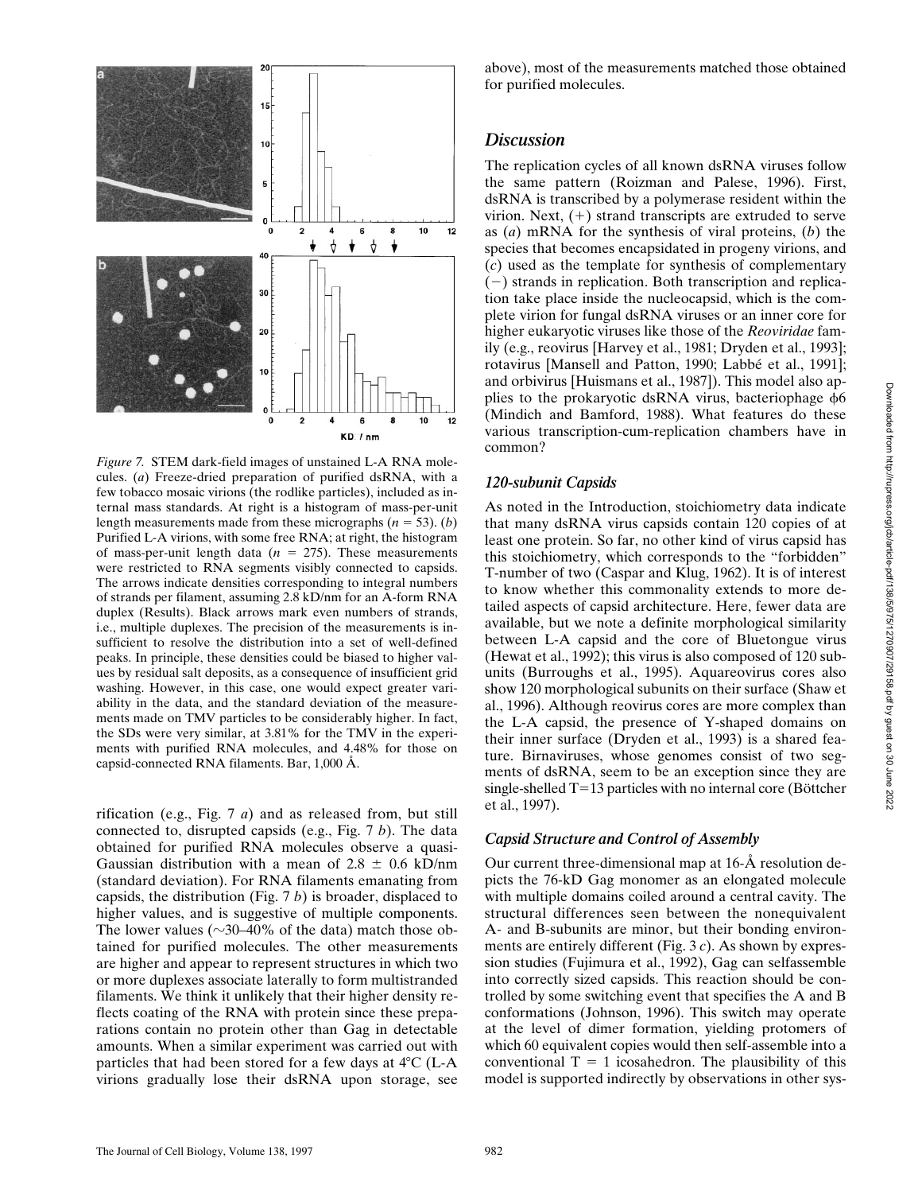*Figure 7.* STEM dark-field images of unstained L-A RNA molecules. (*a*) Freeze-dried preparation of purified dsRNA, with a few tobacco mosaic virions (the rodlike particles), included as internal mass standards. At right is a histogram of mass-per-unit length measurements made from these micrographs ($n = 53$). (*b*) Purified L-A virions, with some free RNA; at right, the histogram of mass-per-unit length data ($n = 275$). These measurements were restricted to RNA segments visibly connected to capsids. The arrows indicate densities corresponding to integral numbers of strands per filament, assuming 2.8 kD/nm for an A-form RNA duplex (Results). Black arrows mark even numbers of strands, i.e., multiple duplexes. The precision of the measurements is insufficient to resolve the distribution into a set of well-defined peaks. In principle, these densities could be biased to higher values by residual salt deposits, as a consequence of insufficient grid washing. However, in this case, one would expect greater variability in the data, and the standard deviation of the measurements made on TMV particles to be considerably higher. In fact, the SDs were very similar, at 3.81% for the TMV in the experiments with purified RNA molecules, and 4.48% for those on capsid-connected RNA filaments. Bar, 1,000 Å.

rification (e.g., Fig. 7 *a*) and as released from, but still connected to, disrupted capsids (e.g., Fig. 7 *b*). The data obtained for purified RNA molecules observe a quasi-Gaussian distribution with a mean of 2.8 ± 0.6 kD/nm (standard deviation). For RNA filaments emanating from capsids, the distribution (Fig. 7 *b*) is broader, displaced to higher values, and is suggestive of multiple components. The lower values (~30–40% of the data) match those obtained for purified molecules. The other measurements are higher and appear to represent structures in which two or more duplexes associate laterally to form multistranded filaments. We think it unlikely that their higher density reflects coating of the RNA with protein since these preparations contain no protein other than Gag in detectable amounts. When a similar experiment was carried out with particles that had been stored for a few days at 4°C (L-A virions gradually lose their dsRNA upon storage, see above), most of the measurements matched those obtained for purified molecules.

## Discussion

The replication cycles of all known dsRNA viruses follow the same pattern (Roizman and Palese, 1996). First, dsRNA is transcribed by a polymerase resident within the virion. Next, (+) strand transcripts are extruded to serve as (*a*) mRNA for the synthesis of viral proteins, (*b*) the species that becomes encapsidated in progeny virions, and (*c*) used as the template for synthesis of complementary (−) strands in replication. Both transcription and replication take place inside the nucleocapsid, which is the complete virion for fungal dsRNA viruses or an inner core for higher eukaryotic viruses like those of the *Reoviridae* family (e.g., reovirus [Harvey et al., 1981; Dryden et al., 1993]; rotavirus [Mansell and Patton, 1990; Labbé et al., 1991]; and orbivirus [Huismans et al., 1987]). This model also applies to the prokaryotic dsRNA virus, bacteriophage ϕ6 (Mindich and Bamford, 1988). What features do these various transcription-cum-replication chambers have in common?

### 120-subunit Capsids

As noted in the Introduction, stoichiometry data indicate that many dsRNA virus capsids contain 120 copies of at least one protein. So far, no other kind of virus capsid has this stoichiometry, which corresponds to the "forbidden" T-number of two (Caspar and Klug, 1962). It is of interest to know whether this commonality extends to more detailed aspects of capsid architecture. Here, fewer data are available, but we note a definite morphological similarity between L-A capsid and the core of Bluetongue virus (Hewat et al., 1992); this virus is also composed of 120 subunits (Burroughs et al., 1995). Aquareovirus cores also show 120 morphological subunits on their surface (Shaw et al., 1996). Although reovirus cores are more complex than the L-A capsid, the presence of Y-shaped domains on their inner surface (Dryden et al., 1993) is a shared feature. Birnaviruses, whose genomes consist of two segments of dsRNA, seem to be an exception since they are single-shelled T=13 particles with no internal core (Böttcher et al., 1997).

### Capsid Structure and Control of Assembly

Our current three-dimensional map at 16-Å resolution depicts the 76-kD Gag monomer as an elongated molecule with multiple domains coiled around a central cavity. The structural differences seen between the nonequivalent A- and B-subunits are minor, but their bonding environments are entirely different (Fig. 3 *c*). As shown by expression studies (Fujimura et al., 1992), Gag can selfassemble into correctly sized capsids. This reaction should be controlled by some switching event that specifies the A and B conformations (Johnson, 1996). This switch may operate at the level of dimer formation, yielding protomers of which 60 equivalent copies would then self-assemble into a conventional T = 1 icosahedron. The plausibility of this model is supported indirectly by observations in other sys-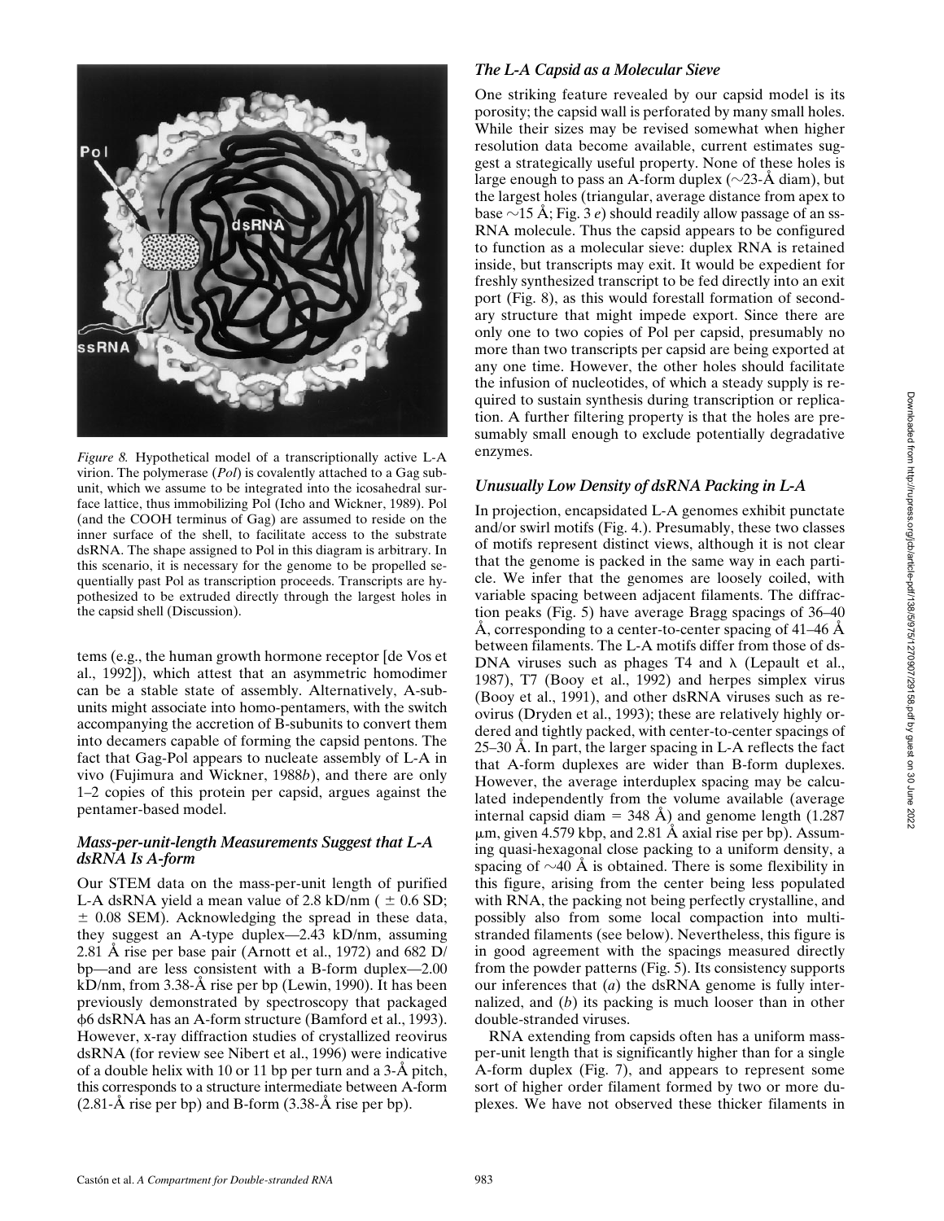*Figure 8.* Hypothetical model of a transcriptionally active L-A virion. The polymerase (*Pol*) is covalently attached to a Gag subunit, which we assume to be integrated into the icosahedral surface lattice, thus immobilizing Pol (Icho and Wickner, 1989). Pol (and the COOH terminus of Gag) are assumed to reside on the inner surface of the shell, to facilitate access to the substrate dsRNA. The shape assigned to Pol in this diagram is arbitrary. In this scenario, it is necessary for the genome to be propelled sequentially past Pol as transcription proceeds. Transcripts are hypothesized to be extruded directly through the largest holes in the capsid shell (Discussion).

tems (e.g., the human growth hormone receptor [de Vos et al., 1992]), which attest that an asymmetric homodimer can be a stable state of assembly. Alternatively, A-subunits might associate into homo-pentamers, with the switch accompanying the accretion of B-subunits to convert them into decamers capable of forming the capsid pentons. The fact that Gag-Pol appears to nucleate assembly of L-A in vivo (Fujimura and Wickner, 1988*b*), and there are only 1–2 copies of this protein per capsid, argues against the pentamer-based model.

### *Mass-per-unit-length Measurements Suggest that L-A dsRNA Is A-form*

Our STEM data on the mass-per-unit length of purified L-A dsRNA yield a mean value of 2.8 kD/nm ($\pm$ 0.6 SD; $\pm$ 0.08 SEM). Acknowledging the spread in these data, they suggest an A-type duplex—2.43 kD/nm, assuming 2.81 Å rise per base pair (Arnott et al., 1972) and 682 D/bp—and are less consistent with a B-form duplex—2.00 kD/nm, from 3.38-Å rise per bp (Lewin, 1990). It has been previously demonstrated by spectroscopy that packaged φ6 dsRNA has an A-form structure (Bamford et al., 1993). However, x-ray diffraction studies of crystallized reovirus dsRNA (for review see Nibert et al., 1996) were indicative of a double helix with 10 or 11 bp per turn and a 3-Å pitch, this corresponds to a structure intermediate between A-form (2.81-Å rise per bp) and B-form (3.38-Å rise per bp).

### *The L-A Capsid as a Molecular Sieve*

One striking feature revealed by our capsid model is its porosity; the capsid wall is perforated by many small holes. While their sizes may be revised somewhat when higher resolution data become available, current estimates suggest a strategically useful property. None of these holes is large enough to pass an A-form duplex (~23-Å diam), but the largest holes (triangular, average distance from apex to base ~15 Å; Fig. 3 *e*) should readily allow passage of an ssRNA molecule. Thus the capsid appears to be configured to function as a molecular sieve: duplex RNA is retained inside, but transcripts may exit. It would be expedient for freshly synthesized transcript to be fed directly into an exit port (Fig. 8), as this would forestall formation of secondary structure that might impede export. Since there are only one to two copies of Pol per capsid, presumably no more than two transcripts per capsid are being exported at any one time. However, the other holes should facilitate the infusion of nucleotides, of which a steady supply is required to sustain synthesis during transcription or replication. A further filtering property is that the holes are presumably small enough to exclude potentially degradative enzymes.

### *Unusually Low Density of dsRNA Packing in L-A*

In projection, encapsidated L-A genomes exhibit punctate and/or swirl motifs (Fig. 4.). Presumably, these two classes of motifs represent distinct views, although it is not clear that the genome is packed in the same way in each particle. We infer that the genomes are loosely coiled, with variable spacing between adjacent filaments. The diffraction peaks (Fig. 5) have average Bragg spacings of 36–40 Å, corresponding to a center-to-center spacing of 41–46 Å between filaments. The L-A motifs differ from those of dsDNA viruses such as phages T4 and λ (Lepault et al., 1987), T7 (Booy et al., 1992) and herpes simplex virus (Booy et al., 1991), and other dsRNA viruses such as reovirus (Dryden et al., 1993); these are relatively highly ordered and tightly packed, with center-to-center spacings of 25–30 Å. In part, the larger spacing in L-A reflects the fact that A-form duplexes are wider than B-form duplexes. However, the average interduplex spacing may be calculated independently from the volume available (average internal capsid diam = 348 Å) and genome length (1.287 μm, given 4.579 kbp, and 2.81 Å axial rise per bp). Assuming quasi-hexagonal close packing to a uniform density, a spacing of ~40 Å is obtained. There is some flexibility in this figure, arising from the center being less populated with RNA, the packing not being perfectly crystalline, and possibly also from some local compaction into multistranded filaments (see below). Nevertheless, this figure is in good agreement with the spacings measured directly from the powder patterns (Fig. 5). Its consistency supports our inferences that (*a*) the dsRNA genome is fully internalized, and (*b*) its packing is much looser than in other double-stranded viruses.

RNA extending from capsids often has a uniform mass-per-unit length that is significantly higher than for a single A-form duplex (Fig. 7), and appears to represent some sort of higher order filament formed by two or more duplexes. We have not observed these thicker filaments in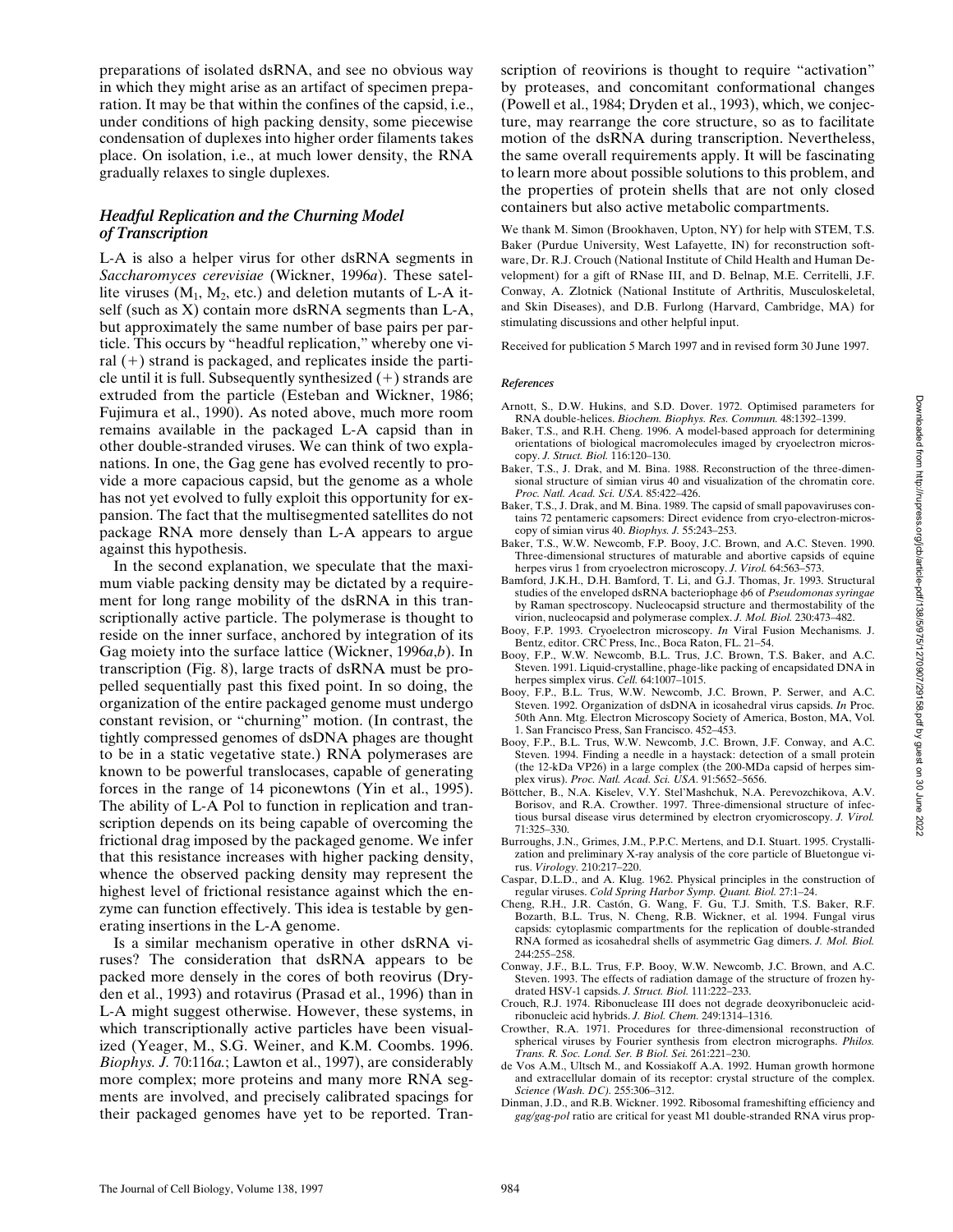preparations of isolated dsRNA, and see no obvious way in which they might arise as an artifact of specimen preparation. It may be that within the confines of the capsid, i.e., under conditions of high packing density, some piecewise condensation of duplexes into higher order filaments takes place. On isolation, i.e., at much lower density, the RNA gradually relaxes to single duplexes.

### *Headful Replication and the Churning Model of Transcription*

L-A is also a helper virus for other dsRNA segments in *Saccharomyces cerevisiae* (Wickner, 1996*a*). These satellite viruses ($M_1$, $M_2$, etc.) and deletion mutants of L-A itself (such as X) contain more dsRNA segments than L-A, but approximately the same number of base pairs per particle. This occurs by "headful replication," whereby one viral (+) strand is packaged, and replicates inside the particle until it is full. Subsequently synthesized (+) strands are extruded from the particle (Esteban and Wickner, 1986; Fujimura et al., 1990). As noted above, much more room remains available in the packaged L-A capsid than in other double-stranded viruses. We can think of two explanations. In one, the Gag gene has evolved recently to provide a more capacious capsid, but the genome as a whole has not yet evolved to fully exploit this opportunity for expansion. The fact that the multisegmented satellites do not package RNA more densely than L-A appears to argue against this hypothesis.

In the second explanation, we speculate that the maximum viable packing density may be dictated by a requirement for long range mobility of the dsRNA in this transcriptionally active particle. The polymerase is thought to reside on the inner surface, anchored by integration of its Gag moiety into the surface lattice (Wickner, 1996*a*,*b*). In transcription (Fig. 8), large tracts of dsRNA must be propelled sequentially past this fixed point. In so doing, the organization of the entire packaged genome must undergo constant revision, or "churning" motion. (In contrast, the tightly compressed genomes of dsDNA phages are thought to be in a static vegetative state.) RNA polymerases are known to be powerful translocases, capable of generating forces in the range of 14 piconewtons (Yin et al., 1995). The ability of L-A Pol to function in replication and transcription depends on its being capable of overcoming the frictional drag imposed by the packaged genome. We infer that this resistance increases with higher packing density, whence the observed packing density may represent the highest level of frictional resistance against which the enzyme can function effectively. This idea is testable by generating insertions in the L-A genome.

Is a similar mechanism operative in other dsRNA viruses? The consideration that dsRNA appears to be packed more densely in the cores of both reovirus (Dryden et al., 1993) and rotavirus (Prasad et al., 1996) than in L-A might suggest otherwise. However, these systems, in which transcriptionally active particles have been visualized (Yeager, M., S.G. Weiner, and K.M. Coombs. 1996. *Biophys. J.* 70:116*a*.; Lawton et al., 1997), are considerably more complex; more proteins and many more RNA segments are involved, and precisely calibrated spacings for their packaged genomes have yet to be reported. Transcription of reovirions is thought to require "activation" by proteases, and concomitant conformational changes (Powell et al., 1984; Dryden et al., 1993), which, we conjecture, may rearrange the core structure, so as to facilitate motion of the dsRNA during transcription. Nevertheless, the same overall requirements apply. It will be fascinating to learn more about possible solutions to this problem, and the properties of protein shells that are not only closed containers but also active metabolic compartments.

We thank M. Simon (Brookhaven, Upton, NY) for help with STEM, T.S. Baker (Purdue University, West Lafayette, IN) for reconstruction software, Dr. R.J. Crouch (National Institute of Child Health and Human Development) for a gift of RNase III, and D. Belnap, M.E. Cerritelli, J.F. Conway, A. Zlotnick (National Institute of Arthritis, Musculoskeletal, and Skin Diseases), and D.B. Furlong (Harvard, Cambridge, MA) for stimulating discussions and other helpful input.

Received for publication 5 March 1997 and in revised form 30 June 1997.

#### *References*

- Arnott, S., D.W. Hukins, and S.D. Dover. 1972. Optimised parameters for RNA double-helices. *Biochem. Biophys. Res. Commun.* 48:1392–1399.
- Baker, T.S., and R.H. Cheng. 1996. A model-based approach for determining orientations of biological macromolecules imaged by cryoelectron microscopy. *J. Struct. Biol.* 116:120–130.
- Baker, T.S., J. Drak, and M. Bina. 1988. Reconstruction of the three-dimensional structure of simian virus 40 and visualization of the chromatin core. *Proc. Natl. Acad. Sci. USA.* 85:422–426.
- Baker, T.S., J. Drak, and M. Bina. 1989. The capsid of small papovaviruses contains 72 pentameric capsomers: Direct evidence from cryo-electron-microscopy of simian virus 40. *Biophys. J.* 55:243–253.
- Baker, T.S., W.W. Newcomb, F.P. Booy, J.C. Brown, and A.C. Steven. 1990. Three-dimensional structures of maturable and abortive capsids of equine herpes virus 1 from cryoelectron microscopy. *J. Virol.* 64:563–573.
- Bamford, J.K.H., D.H. Bamford, T. Li, and G.J. Thomas, Jr. 1993. Structural studies of the enveloped dsRNA bacteriophage ϕ6 of *Pseudomonas syringae* by Raman spectroscopy. Nucleocapsid structure and thermostability of the virion, nucleocapsid and polymerase complex. *J. Mol. Biol.* 230:473–482.
- Booy, F.P. 1993. Cryoelectron microscopy. *In* Viral Fusion Mechanisms. J. Bentz, editor. CRC Press, Inc., Boca Raton, FL. 21–54.
- Booy, F.P., W.W. Newcomb, B.L. Trus, J.C. Brown, T.S. Baker, and A.C. Steven. 1991. Liquid-crystalline, phage-like packing of encapsidated DNA in herpes simplex virus. *Cell.* 64:1007–1015.
- Booy, F.P., B.L. Trus, W.W. Newcomb, J.C. Brown, P. Serwer, and A.C. Steven. 1992. Organization of dsDNA in icosahedral virus capsids. *In* Proc. 50th Ann. Mtg. Electron Microscopy Society of America, Boston, MA, Vol. 1. San Francisco Press, San Francisco. 452–453.
- Booy, F.P., B.L. Trus, W.W. Newcomb, J.C. Brown, J.F. Conway, and A.C. Steven. 1994. Finding a needle in a haystack: detection of a small protein (the 12-kDa VP26) in a large complex (the 200-MDa capsid of herpes simplex virus). *Proc. Natl. Acad. Sci. USA.* 91:5652–5656.
- Böttcher, B., N.A. Kiselev, V.Y. Stel'Mashchuk, N.A. Perevozchikova, A.V. Borisov, and R.A. Crowther. 1997. Three-dimensional structure of infectious bursal disease virus determined by electron cryomicroscopy. *J. Virol.* 71:325–330.
- Burroughs, J.N., Grimes, J.M., P.P.C. Mertens, and D.I. Stuart. 1995. Crystallization and preliminary X-ray analysis of the core particle of Bluetongue virus. *Virology.* 210:217–220.
- Caspar, D.L.D., and A. Klug. 1962. Physical principles in the construction of regular viruses. *Cold Spring Harbor Symp. Quant. Biol.* 27:1–24.
- Cheng, R.H., J.R. Castón, G. Wang, F. Gu, T.J. Smith, T.S. Baker, R.F. Bozarth, B.L. Trus, N. Cheng, R.B. Wickner, et al. 1994. Fungal virus capsids: cytoplasmic compartments for the replication of double-stranded RNA formed as icosahedral shells of asymmetric Gag dimers. *J. Mol. Biol.* 244:255–258.
- Conway, J.F., B.L. Trus, F.P. Booy, W.W. Newcomb, J.C. Brown, and A.C. Steven. 1993. The effects of radiation damage of the structure of frozen hydrated HSV-1 capsids. *J. Struct. Biol.* 111:222–233.
- Crouch, R.J. 1974. Ribonuclease III does not degrade deoxyribonucleic acid-ribonucleic acid hybrids. *J. Biol. Chem.* 249:1314–1316.
- Crowther, R.A. 1971. Procedures for three-dimensional reconstruction of spherical viruses by Fourier synthesis from electron micrographs. *Philos. Trans. R. Soc. Lond. Ser. B Biol. Sci.* 261:221–230.
- de Vos A.M., Ultsch M., and Kossiakoff A.A. 1992. Human growth hormone and extracellular domain of its receptor: crystal structure of the complex. *Science (Wash. DC).* 255:306–312.
- Dinman, J.D., and R.B. Wickner. 1992. Ribosomal frameshifting efficiency and *gag/gag-pol* ratio are critical for yeast M1 double-stranded RNA virus prop-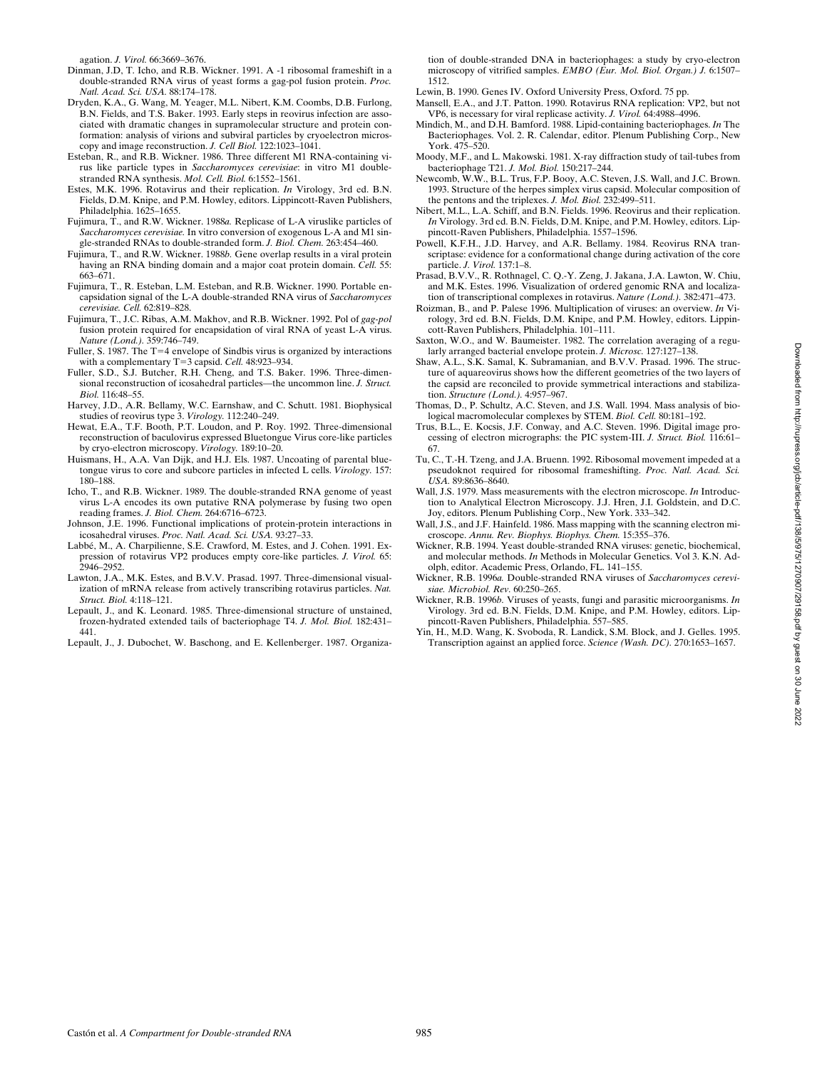agation. *J. Virol.* 66:3669–3676.

Dinman, J.D, T. Icho, and R.B. Wickner. 1991. A -1 ribosomal frameshift in a double-stranded RNA virus of yeast forms a gag-pol fusion protein. *Proc. Natl. Acad. Sci. USA.* 88:174–178.

Dryden, K.A., G. Wang, M. Yeager, M.L. Nibert, K.M. Coombs, D.B. Furlong, B.N. Fields, and T.S. Baker. 1993. Early steps in reovirus infection are associated with dramatic changes in supramolecular structure and protein conformation: analysis of virions and subviral particles by cryoelectron microscopy and image reconstruction. *J. Cell Biol.* 122:1023–1041.

Esteban, R., and R.B. Wickner. 1986. Three different M1 RNA-containing virus like particle types in *Saccharomyces cerevisiae*: in vitro M1 double-stranded RNA synthesis. *Mol. Cell. Biol.* 6:1552–1561.

Estes, M.K. 1996. Rotavirus and their replication. *In* Virology, 3rd ed. B.N. Fields, D.M. Knipe, and P.M. Howley, editors. Lippincott-Raven Publishers, Philadelphia. 1625–1655.

Fujimura, T., and R.W. Wickner. 1988*a.* Replicase of L-A viruslike particles of *Saccharomyces cerevisiae.* In vitro conversion of exogenous L-A and M1 single-stranded RNAs to double-stranded form. *J. Biol. Chem.* 263:454–460.

Fujimura, T., and R.W. Wickner. 1988*b.* Gene overlap results in a viral protein having an RNA binding domain and a major coat protein domain. *Cell.* 55: 663–671.

Fujimura, T., R. Esteban, L.M. Esteban, and R.B. Wickner. 1990. Portable encapsidation signal of the L-A double-stranded RNA virus of *Saccharomyces cerevisiae. Cell.* 62:819–828.

Fujimura, T., J.C. Ribas, A.M. Makhov, and R.B. Wickner. 1992. Pol of *gag-pol* fusion protein required for encapsidation of viral RNA of yeast L-A virus. *Nature (Lond.).* 359:746–749.

Fuller, S. 1987. The T=4 envelope of Sindbis virus is organized by interactions with a complementary T=3 capsid. *Cell.* 48:923–934.

Fuller, S.D., S.J. Butcher, R.H. Cheng, and T.S. Baker. 1996. Three-dimensional reconstruction of icosahedral particles—the uncommon line. *J. Struct. Biol.* 116:48–55.

Harvey, J.D., A.R. Bellamy, W.C. Earnshaw, and C. Schutt. 1981. Biophysical studies of reovirus type 3. *Virology.* 112:240–249.

Hewat, E.A., T.F. Booth, P.T. Loudon, and P. Roy. 1992. Three-dimensional reconstruction of baculovirus expressed Bluetongue Virus core-like particles by cryo-electron microscopy. *Virology.* 189:10–20.

Huismans, H., A.A. Van Dijk, and H.J. Els. 1987. Uncoating of parental bluetongue virus to core and subcore particles in infected L cells. *Virology.* 157: 180–188.

Icho, T., and R.B. Wickner. 1989. The double-stranded RNA genome of yeast virus L-A encodes its own putative RNA polymerase by fusing two open reading frames. *J. Biol. Chem.* 264:6716–6723.

Johnson, J.E. 1996. Functional implications of protein-protein interactions in icosahedral viruses. *Proc. Natl. Acad. Sci. USA.* 93:27–33.

Labbé, M., A. Charpilienne, S.E. Crawford, M. Estes, and J. Cohen. 1991. Expression of rotavirus VP2 produces empty core-like particles. *J. Virol.* 65: 2946–2952.

Lawton, J.A., M.K. Estes, and B.V.V. Prasad. 1997. Three-dimensional visualization of mRNA release from actively transcribing rotavirus particles. *Nat. Struct. Biol.* 4:118–121.

Lepault, J., and K. Leonard. 1985. Three-dimensional structure of unstained, frozen-hydrated extended tails of bacteriophage T4. *J. Mol. Biol.* 182:431–441.

Lepault, J., J. Dubochet, W. Baschong, and E. Kellenberger. 1987. Organization of double-stranded DNA in bacteriophages: a study by cryo-electron microscopy of vitrified samples. *EMBO (Eur. Mol. Biol. Organ.) J.* 6:1507–1512.

Lewin, B. 1990. Genes IV. Oxford University Press, Oxford. 75 pp.

Mansell, E.A., and J.T. Patton. 1990. Rotavirus RNA replication: VP2, but not VP6, is necessary for viral replicase activity. *J. Virol.* 64:4988–4996.

Mindich, M., and D.H. Bamford. 1988. Lipid-containing bacteriophages. *In* The Bacteriophages. Vol. 2. R. Calendar, editor. Plenum Publishing Corp., New York. 475–520.

Moody, M.F., and L. Makowski. 1981. X-ray diffraction study of tail-tubes from bacteriophage T21. *J. Mol. Biol.* 150:217–244.

Newcomb, W.W., B.L. Trus, F.P. Booy, A.C. Steven, J.S. Wall, and J.C. Brown. 1993. Structure of the herpes simplex virus capsid. Molecular composition of the pentons and the triplexes. *J. Mol. Biol.* 232:499–511.

Nibert, M.L., L.A. Schiff, and B.N. Fields. 1996. Reovirus and their replication. *In* Virology. 3rd ed. B.N. Fields, D.M. Knipe, and P.M. Howley, editors. Lippincott-Raven Publishers, Philadelphia. 1557–1596.

Powell, K.F.H., J.D. Harvey, and A.R. Bellamy. 1984. Reovirus RNA transcriptase: evidence for a conformational change during activation of the core particle. *J. Virol.* 137:1–8.

Prasad, B.V.V., R. Rothnagel, C. Q.-Y. Zeng, J. Jakana, J.A. Lawton, W. Chiu, and M.K. Estes. 1996. Visualization of ordered genomic RNA and localization of transcriptional complexes in rotavirus. *Nature (Lond.).* 382:471–473.

Roizman, B., and P. Palese 1996. Multiplication of viruses: an overview. *In* Virology, 3rd ed. B.N. Fields, D.M. Knipe, and P.M. Howley, editors. Lippincott-Raven Publishers, Philadelphia. 101–111.

Saxton, W.O., and W. Baumeister. 1982. The correlation averaging of a regularly arranged bacterial envelope protein. *J. Microsc.* 127:127–138.

Shaw, A.L., S.K. Samal, K. Subramanian, and B.V.V. Prasad. 1996. The structure of aquareovirus shows how the different geometries of the two layers of the capsid are reconciled to provide symmetrical interactions and stabilization. *Structure (Lond.).* 4:957–967.

Thomas, D., P. Schultz, A.C. Steven, and J.S. Wall. 1994. Mass analysis of biological macromolecular complexes by STEM. *Biol. Cell.* 80:181–192.

Trus, B.L., E. Kocsis, J.F. Conway, and A.C. Steven. 1996. Digital image processing of electron micrographs: the PIC system-III. *J. Struct. Biol.* 116:61–67.

Tu, C., T.-H. Tzeng, and J.A. Bruenn. 1992. Ribosomal movement impeded at a pseudoknot required for ribosomal frameshifting. *Proc. Natl. Acad. Sci. USA.* 89:8636–8640.

Wall, J.S. 1979. Mass measurements with the electron microscope. *In* Introduction to Analytical Electron Microscopy. J.J. Hren, J.I. Goldstein, and D.C. Joy, editors. Plenum Publishing Corp., New York. 333–342.

Wall, J.S., and J.F. Hainfeld. 1986. Mass mapping with the scanning electron microscope. *Annu. Rev. Biophys. Biophys. Chem.* 15:355–376.

Wickner, R.B. 1994. Yeast double-stranded RNA viruses: genetic, biochemical, and molecular methods. *In* Methods in Molecular Genetics. Vol 3. K.N. Adolph, editor. Academic Press, Orlando, FL. 141–155.

Wickner, R.B. 1996*a.* Double-stranded RNA viruses of *Saccharomyces cerevisiae. Microbiol. Rev.* 60:250–265.

Wickner, R.B. 1996*b.* Viruses of yeasts, fungi and parasitic microorganisms. *In* Virology. 3rd ed. B.N. Fields, D.M. Knipe, and P.M. Howley, editors. Lippincott-Raven Publishers, Philadelphia. 557–585.

Yin, H., M.D. Wang, K. Svoboda, R. Landick, S.M. Block, and J. Gelles. 1995. Transcription against an applied force. *Science (Wash. DC).* 270:1653–1657.